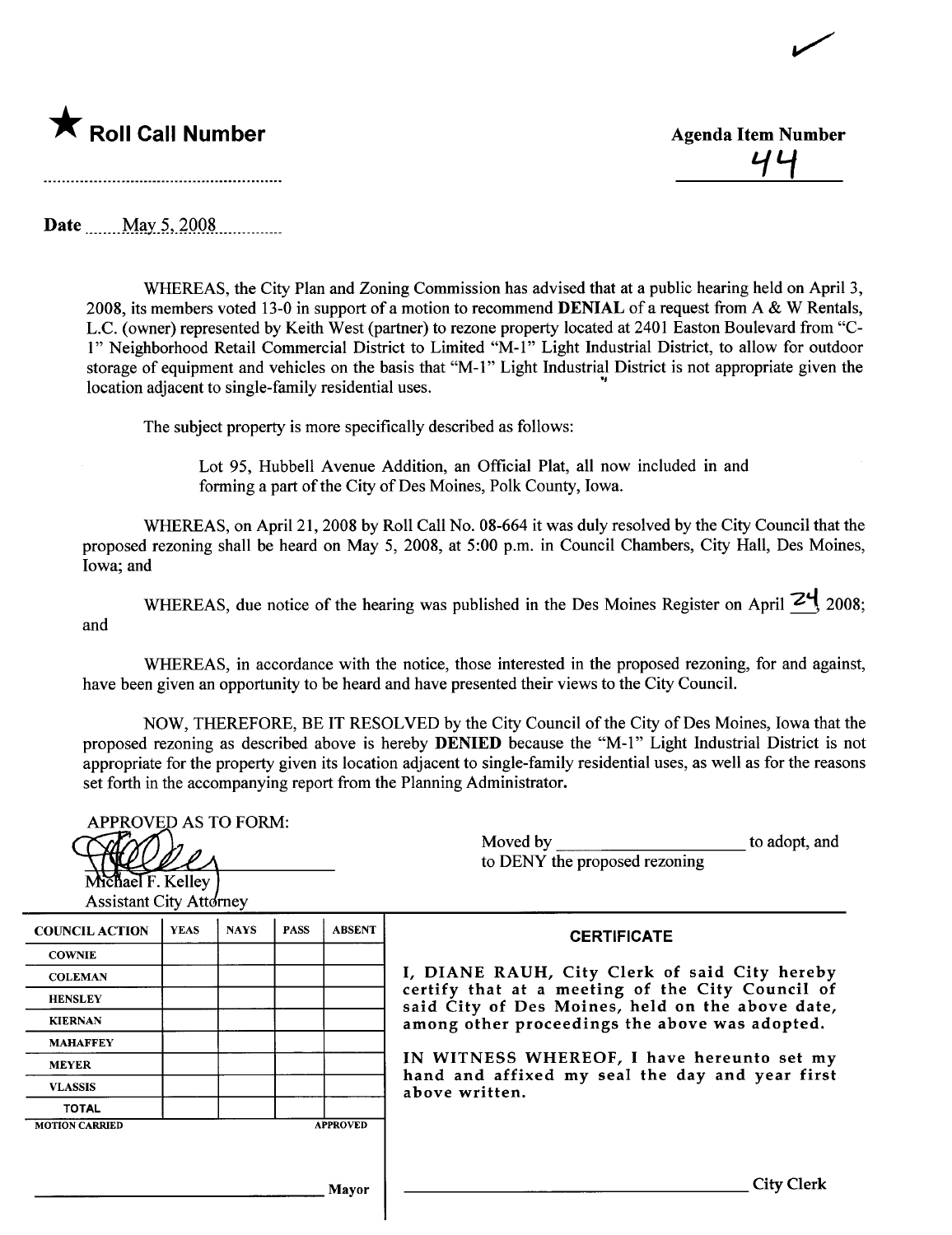★ **Roll Call Number**

.........................................................

**Agenda Item Number**

44

**Date** May 5, 2008

WHEREAS, the City Plan and Zoning Commission has advised that at a public hearing held on April 3, 2008, its members voted 13-0 in support of a motion to recommend **DENIAL** of a request from A & W Rentals, L.C. (owner) represented by Keith West (partner) to rezone property located at 2401 Easton Boulevard from "C-1" Neighborhood Retail Commercial District to Limited "M-1" Light Industrial District, to allow for outdoor storage of equipment and vehicles on the basis that "M-1" Light Industrial District is not appropriate given the location adjacent to single-family residential uses.

The subject property is more specifically described as follows:

> Lot 95, Hubbell Avenue Addition, an Official Plat, all now included in and forming a part of the City of Des Moines, Polk County, Iowa.

WHEREAS, on April 21, 2008 by Roll Call No. 08-664 it was duly resolved by the City Council that the proposed rezoning shall be heard on May 5, 2008, at 5:00 p.m. in Council Chambers, City Hall, Des Moines, Iowa; and

WHEREAS, due notice of the hearing was published in the Des Moines Register on April 24 2008; and

WHEREAS, in accordance with the notice, those interested in the proposed rezoning, for and against, have been given an opportunity to be heard and have presented their views to the City Council.

NOW, THEREFORE, BE IT RESOLVED by the City Council of the City of Des Moines, Iowa that the proposed rezoning as described above is hereby **DENIED** because the "M-1" Light Industrial District is not appropriate for the property given its location adjacent to single-family residential uses, as well as for the reasons set forth in the accompanying report from the Planning Administrator.

APPROVED AS TO FORM:

Michael F. Kelley
Assistant City Attorney

Moved by ____________________ to adopt, and to DENY the proposed rezoning

| COUNCIL ACTION | YEAS | NAYS | PASS | ABSENT |
|---|---|---|---|---|
| COWNIE | | | | |
| COLEMAN | | | | |
| HENSLEY | | | | |
| KIERNAN | | | | |
| MAHAFFEY | | | | |
| MEYER | | | | |
| VLASSIS | | | | |
| TOTAL | | | | |
| MOTION CARRIED | | | | APPROVED |

____________________ Mayor

**CERTIFICATE**

I, DIANE RAUH, City Clerk of said City hereby certify that at a meeting of the City Council of said City of Des Moines, held on the above date, among other proceedings the above was adopted.

IN WITNESS WHEREOF, I have hereunto set my hand and affixed my seal the day and year first above written.

____________________ City Clerk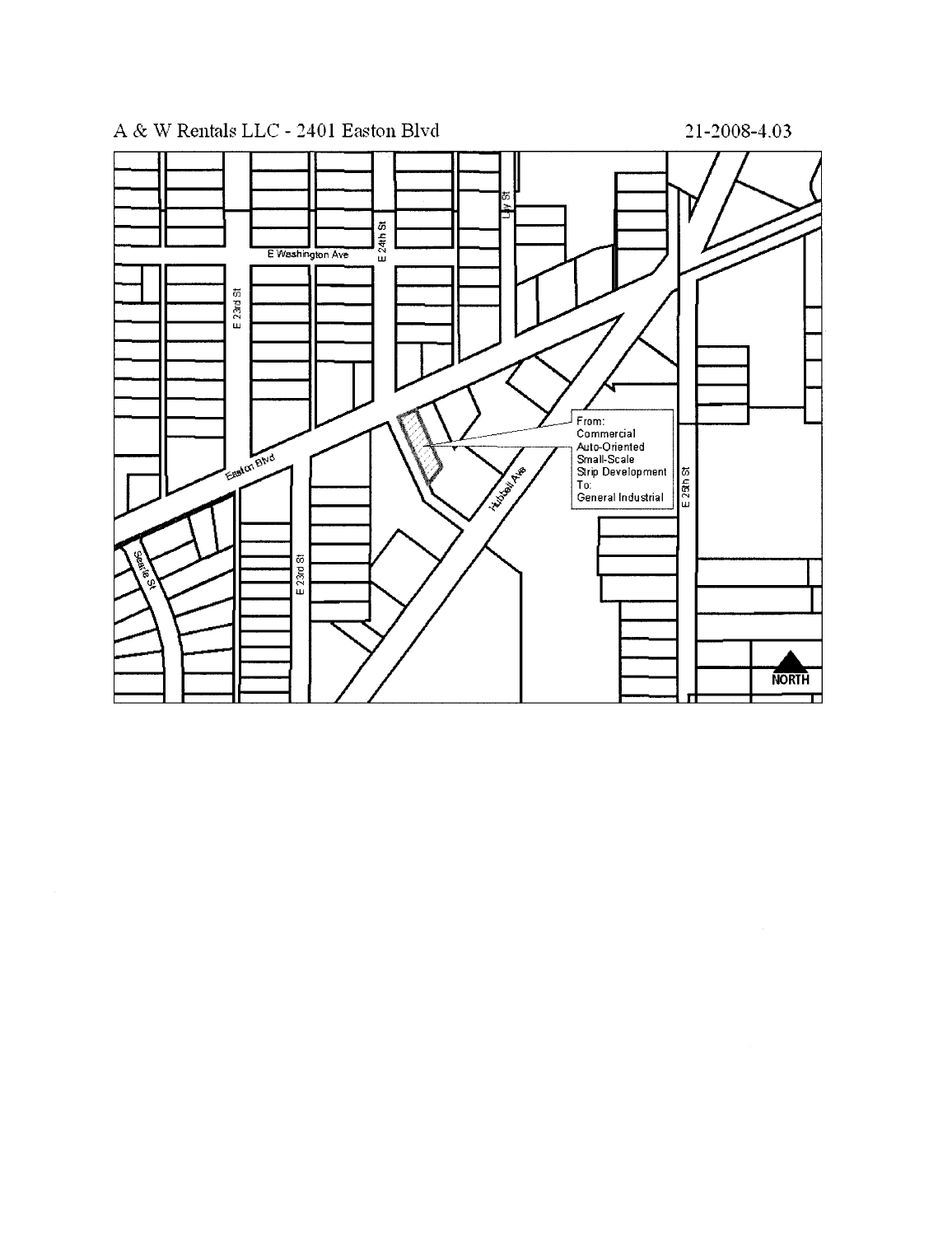A & W Rentals LLC - 2401 Easton Blvd

21-2008-4.03

E Washington Ave

E 23rd St

E 24th St

Lily St

Easton Blvd

Hubbell Ave

E 25th St

Searle St

From:
Commercial
Auto-Oriented
Small-Scale
Strip Development
To:
General Industrial

NORTH